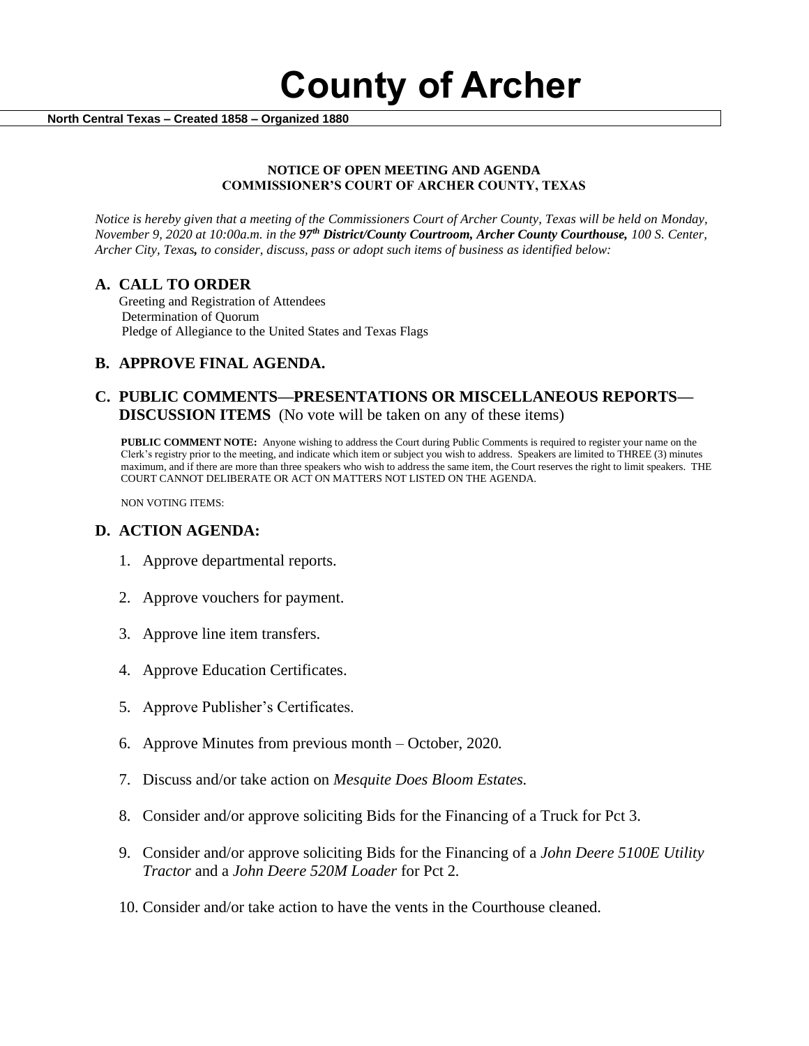# County of Archer

**North Central Texas – Created 1858 – Organized 1880**

**NOTICE OF OPEN MEETING AND AGENDA**
**COMMISSIONER'S COURT OF ARCHER COUNTY, TEXAS**

*Notice is hereby given that a meeting of the Commissioners Court of Archer County, Texas will be held on Monday, November 9, 2020 at 10:00a.m. in the **97th District/County Courtroom, Archer County Courthouse,** 100 S. Center, Archer City, Texas**,** to consider, discuss, pass or adopt such items of business as identified below:*

## A. CALL TO ORDER

Greeting and Registration of Attendees
Determination of Quorum
Pledge of Allegiance to the United States and Texas Flags

## B. APPROVE FINAL AGENDA.

## C. PUBLIC COMMENTS—PRESENTATIONS OR MISCELLANEOUS REPORTS—DISCUSSION ITEMS (No vote will be taken on any of these items)

**PUBLIC COMMENT NOTE:** Anyone wishing to address the Court during Public Comments is required to register your name on the Clerk's registry prior to the meeting, and indicate which item or subject you wish to address. Speakers are limited to THREE (3) minutes maximum, and if there are more than three speakers who wish to address the same item, the Court reserves the right to limit speakers. THE COURT CANNOT DELIBERATE OR ACT ON MATTERS NOT LISTED ON THE AGENDA.

NON VOTING ITEMS:

## D. ACTION AGENDA:

1. Approve departmental reports.
2. Approve vouchers for payment.
3. Approve line item transfers.
4. Approve Education Certificates.
5. Approve Publisher's Certificates.
6. Approve Minutes from previous month – October, 2020.
7. Discuss and/or take action on *Mesquite Does Bloom Estates.*
8. Consider and/or approve soliciting Bids for the Financing of a Truck for Pct 3.
9. Consider and/or approve soliciting Bids for the Financing of a *John Deere 5100E Utility Tractor* and a *John Deere 520M Loader* for Pct 2.
10. Consider and/or take action to have the vents in the Courthouse cleaned.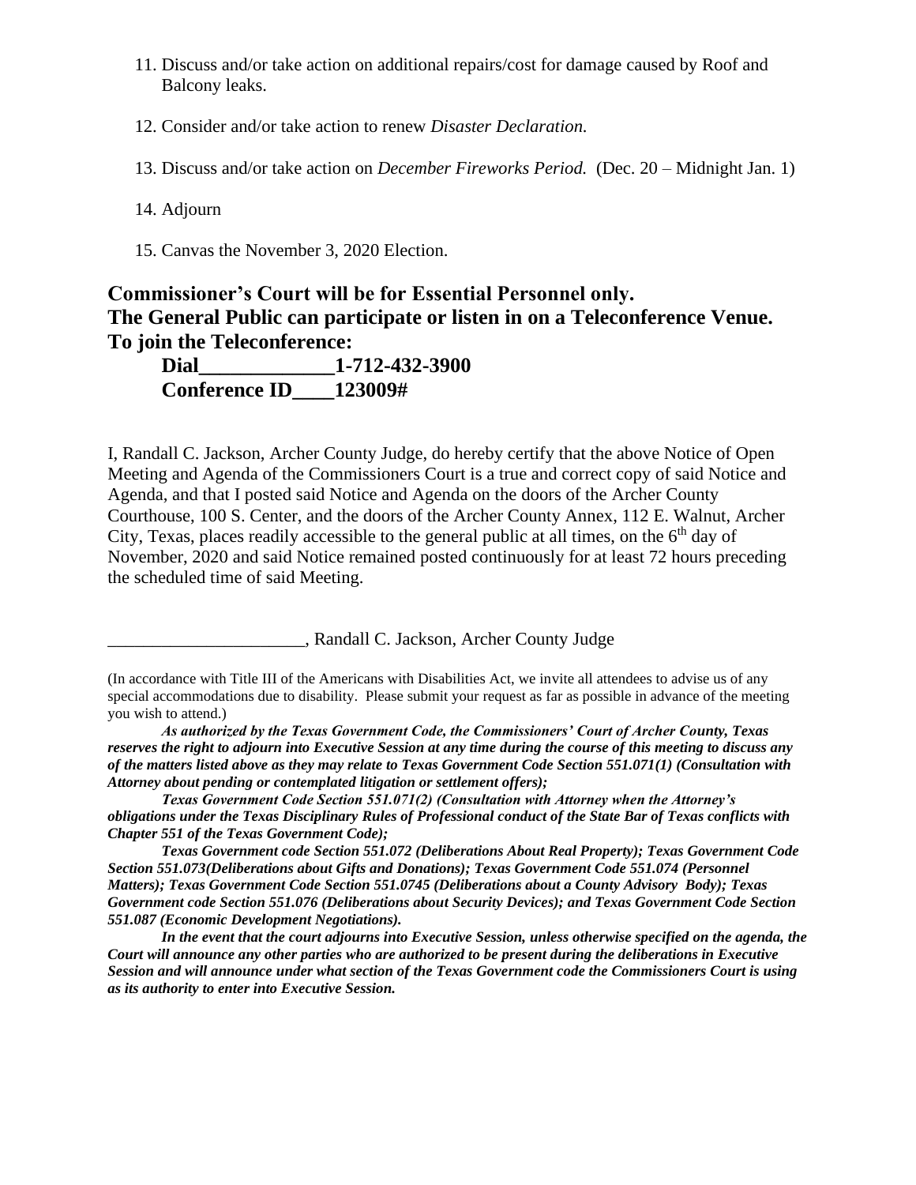11. Discuss and/or take action on additional repairs/cost for damage caused by Roof and Balcony leaks.

12. Consider and/or take action to renew *Disaster Declaration.*

13. Discuss and/or take action on *December Fireworks Period.* (Dec. 20 – Midnight Jan. 1)

14. Adjourn

15. Canvas the November 3, 2020 Election.

**Commissioner's Court will be for Essential Personnel only.**
**The General Public can participate or listen in on a Teleconference Venue.**
**To join the Teleconference:**

**Dial_____________1-712-432-3900**
**Conference ID____123009#**

I, Randall C. Jackson, Archer County Judge, do hereby certify that the above Notice of Open Meeting and Agenda of the Commissioners Court is a true and correct copy of said Notice and Agenda, and that I posted said Notice and Agenda on the doors of the Archer County Courthouse, 100 S. Center, and the doors of the Archer County Annex, 112 E. Walnut, Archer City, Texas, places readily accessible to the general public at all times, on the 6th day of November, 2020 and said Notice remained posted continuously for at least 72 hours preceding the scheduled time of said Meeting.

______________________, Randall C. Jackson, Archer County Judge

(In accordance with Title III of the Americans with Disabilities Act, we invite all attendees to advise us of any special accommodations due to disability. Please submit your request as far as possible in advance of the meeting you wish to attend.)

***As authorized by the Texas Government Code, the Commissioners' Court of Archer County, Texas reserves the right to adjourn into Executive Session at any time during the course of this meeting to discuss any of the matters listed above as they may relate to Texas Government Code Section 551.071(1) (Consultation with Attorney about pending or contemplated litigation or settlement offers);***

***Texas Government Code Section 551.071(2) (Consultation with Attorney when the Attorney's obligations under the Texas Disciplinary Rules of Professional conduct of the State Bar of Texas conflicts with Chapter 551 of the Texas Government Code);***

***Texas Government code Section 551.072 (Deliberations About Real Property); Texas Government Code Section 551.073(Deliberations about Gifts and Donations); Texas Government Code 551.074 (Personnel Matters); Texas Government Code Section 551.0745 (Deliberations about a County Advisory Body); Texas Government code Section 551.076 (Deliberations about Security Devices); and Texas Government Code Section 551.087 (Economic Development Negotiations).***

***In the event that the court adjourns into Executive Session, unless otherwise specified on the agenda, the Court will announce any other parties who are authorized to be present during the deliberations in Executive Session and will announce under what section of the Texas Government code the Commissioners Court is using as its authority to enter into Executive Session.***